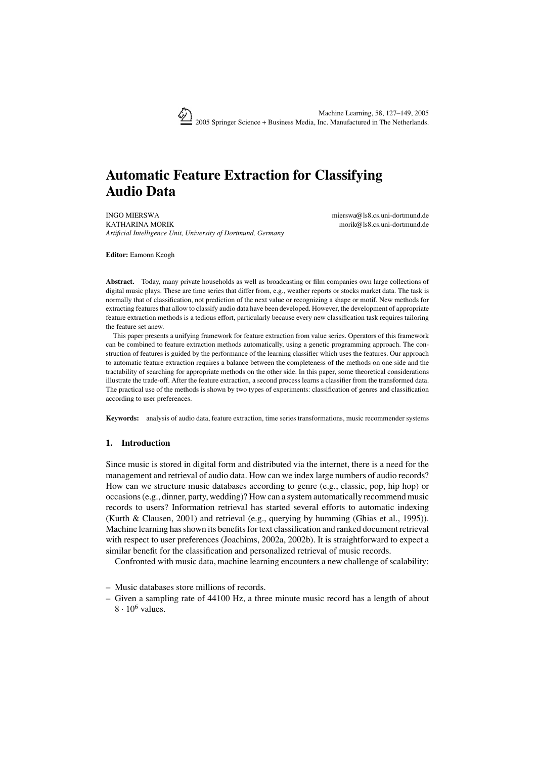# Automatic Feature Extraction for Classifying Audio Data

INGO MIERSWA mierswa@ls8.cs.uni-dortmund.de
KATHARINA MORIK morik@ls8.cs.uni-dortmund.de
*Artificial Intelligence Unit, University of Dortmund, Germany*

**Editor:** Eamonn Keogh

**Abstract.** Today, many private households as well as broadcasting or film companies own large collections of digital music plays. These are time series that differ from, e.g., weather reports or stocks market data. The task is normally that of classification, not prediction of the next value or recognizing a shape or motif. New methods for extracting features that allow to classify audio data have been developed. However, the development of appropriate feature extraction methods is a tedious effort, particularly because every new classification task requires tailoring the feature set anew.

This paper presents a unifying framework for feature extraction from value series. Operators of this framework can be combined to feature extraction methods automatically, using a genetic programming approach. The construction of features is guided by the performance of the learning classifier which uses the features. Our approach to automatic feature extraction requires a balance between the completeness of the methods on one side and the tractability of searching for appropriate methods on the other side. In this paper, some theoretical considerations illustrate the trade-off. After the feature extraction, a second process learns a classifier from the transformed data. The practical use of the methods is shown by two types of experiments: classification of genres and classification according to user preferences.

**Keywords:** analysis of audio data, feature extraction, time series transformations, music recommender systems

## 1. Introduction

Since music is stored in digital form and distributed via the internet, there is a need for the management and retrieval of audio data. How can we index large numbers of audio records? How can we structure music databases according to genre (e.g., classic, pop, hip hop) or occasions (e.g., dinner, party, wedding)? How can a system automatically recommend music records to users? Information retrieval has started several efforts to automatic indexing (Kurth & Clausen, 2001) and retrieval (e.g., querying by humming (Ghias et al., 1995)). Machine learning has shown its benefits for text classification and ranked document retrieval with respect to user preferences (Joachims, 2002a, 2002b). It is straightforward to expect a similar benefit for the classification and personalized retrieval of music records.

Confronted with music data, machine learning encounters a new challenge of scalability:

– Music databases store millions of records.
– Given a sampling rate of 44100 Hz, a three minute music record has a length of about $8 \cdot 10^6$ values.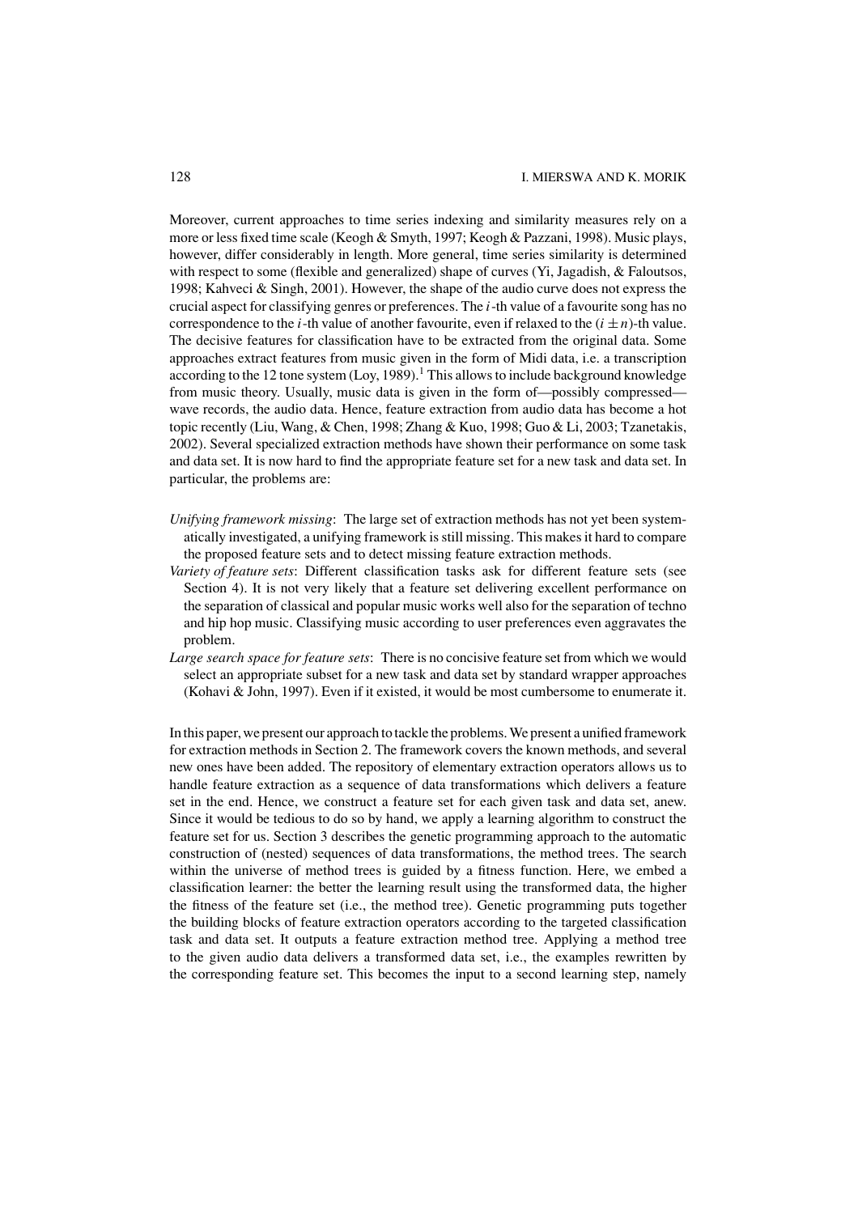Moreover, current approaches to time series indexing and similarity measures rely on a more or less fixed time scale (Keogh & Smyth, 1997; Keogh & Pazzani, 1998). Music plays, however, differ considerably in length. More general, time series similarity is determined with respect to some (flexible and generalized) shape of curves (Yi, Jagadish, & Faloutsos, 1998; Kahveci & Singh, 2001). However, the shape of the audio curve does not express the crucial aspect for classifying genres or preferences. The $i$-th value of a favourite song has no correspondence to the $i$-th value of another favourite, even if relaxed to the $(i \pm n)$-th value. The decisive features for classification have to be extracted from the original data. Some approaches extract features from music given in the form of Midi data, i.e. a transcription according to the 12 tone system (Loy, 1989).[1] This allows to include background knowledge from music theory. Usually, music data is given in the form of—possibly compressed—wave records, the audio data. Hence, feature extraction from audio data has become a hot topic recently (Liu, Wang, & Chen, 1998; Zhang & Kuo, 1998; Guo & Li, 2003; Tzanetakis, 2002). Several specialized extraction methods have shown their performance on some task and data set. It is now hard to find the appropriate feature set for a new task and data set. In particular, the problems are:

- *Unifying framework missing*: The large set of extraction methods has not yet been systematically investigated, a unifying framework is still missing. This makes it hard to compare the proposed feature sets and to detect missing feature extraction methods.
- *Variety of feature sets*: Different classification tasks ask for different feature sets (see Section 4). It is not very likely that a feature set delivering excellent performance on the separation of classical and popular music works well also for the separation of techno and hip hop music. Classifying music according to user preferences even aggravates the problem.
- *Large search space for feature sets*: There is no concisive feature set from which we would select an appropriate subset for a new task and data set by standard wrapper approaches (Kohavi & John, 1997). Even if it existed, it would be most cumbersome to enumerate it.

In this paper, we present our approach to tackle the problems. We present a unified framework for extraction methods in Section 2. The framework covers the known methods, and several new ones have been added. The repository of elementary extraction operators allows us to handle feature extraction as a sequence of data transformations which delivers a feature set in the end. Hence, we construct a feature set for each given task and data set, anew. Since it would be tedious to do so by hand, we apply a learning algorithm to construct the feature set for us. Section 3 describes the genetic programming approach to the automatic construction of (nested) sequences of data transformations, the method trees. The search within the universe of method trees is guided by a fitness function. Here, we embed a classification learner: the better the learning result using the transformed data, the higher the fitness of the feature set (i.e., the method tree). Genetic programming puts together the building blocks of feature extraction operators according to the targeted classification task and data set. It outputs a feature extraction method tree. Applying a method tree to the given audio data delivers a transformed data set, i.e., the examples rewritten by the corresponding feature set. This becomes the input to a second learning step, namely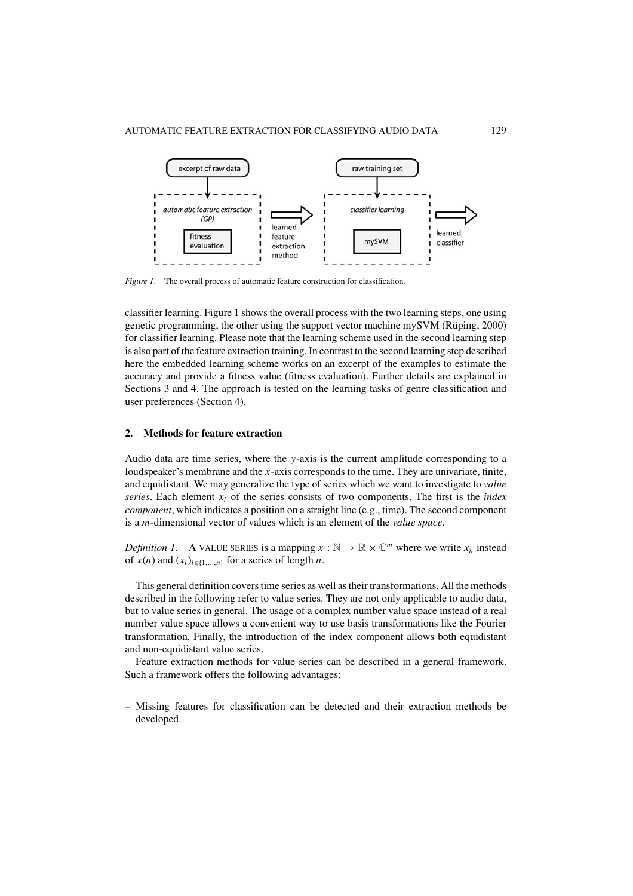*Figure 1.* The overall process of automatic feature construction for classification.

classifier learning. Figure 1 shows the overall process with the two learning steps, one using genetic programming, the other using the support vector machine mySVM (Rüping, 2000) for classifier learning. Please note that the learning scheme used in the second learning step is also part of the feature extraction training. In contrast to the second learning step described here the embedded learning scheme works on an excerpt of the examples to estimate the accuracy and provide a fitness value (fitness evaluation). Further details are explained in Sections 3 and 4. The approach is tested on the learning tasks of genre classification and user preferences (Section 4).

## 2. Methods for feature extraction

Audio data are time series, where the $y$-axis is the current amplitude corresponding to a loudspeaker's membrane and the $x$-axis corresponds to the time. They are univariate, finite, and equidistant. We may generalize the type of series which we want to investigate to *value series*. Each element $x_i$ of the series consists of two components. The first is the *index component*, which indicates a position on a straight line (e.g., time). The second component is a $m$-dimensional vector of values which is an element of the *value space*.

*Definition 1.* A VALUE SERIES is a mapping $x : \mathbb{N} \rightarrow \mathbb{R} \times \mathbb{C}^m$ where we write $x_n$ instead of $x(n)$ and $(x_i)_{i \in \{1,\ldots,n\}}$ for a series of length $n$.

This general definition covers time series as well as their transformations. All the methods described in the following refer to value series. They are not only applicable to audio data, but to value series in general. The usage of a complex number value space instead of a real number value space allows a convenient way to use basis transformations like the Fourier transformation. Finally, the introduction of the index component allows both equidistant and non-equidistant value series.

Feature extraction methods for value series can be described in a general framework. Such a framework offers the following advantages:

- Missing features for classification can be detected and their extraction methods be developed.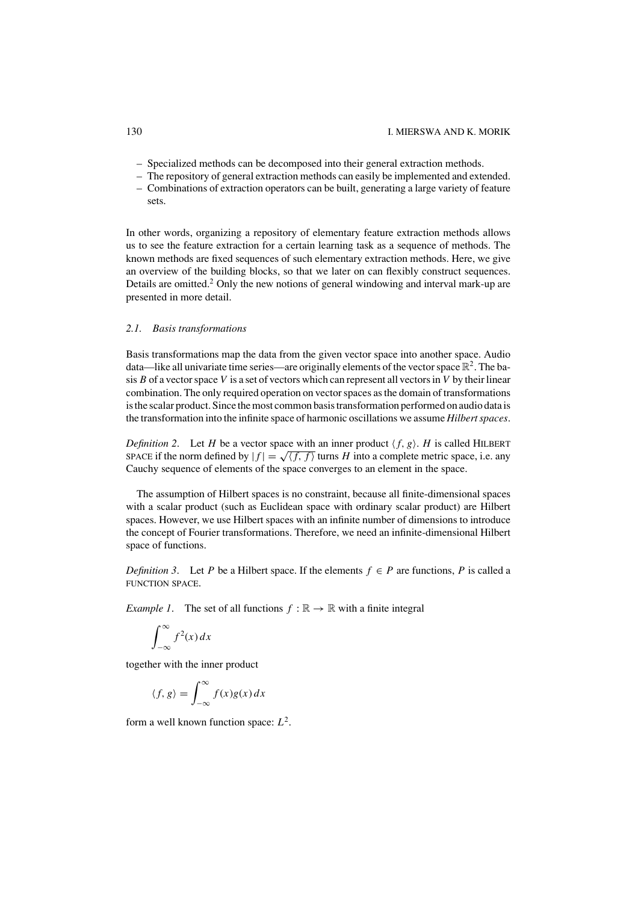– Specialized methods can be decomposed into their general extraction methods.
– The repository of general extraction methods can easily be implemented and extended.
– Combinations of extraction operators can be built, generating a large variety of feature sets.

In other words, organizing a repository of elementary feature extraction methods allows us to see the feature extraction for a certain learning task as a sequence of methods. The known methods are fixed sequences of such elementary extraction methods. Here, we give an overview of the building blocks, so that we later on can flexibly construct sequences. Details are omitted.[2] Only the new notions of general windowing and interval mark-up are presented in more detail.

### 2.1. Basis transformations

Basis transformations map the data from the given vector space into another space. Audio data—like all univariate time series—are originally elements of the vector space $\mathbb{R}^2$. The basis $B$ of a vector space $V$ is a set of vectors which can represent all vectors in $V$ by their linear combination. The only required operation on vector spaces as the domain of transformations is the scalar product. Since the most common basis transformation performed on audio data is the transformation into the infinite space of harmonic oscillations we assume *Hilbert spaces*.

*Definition 2*. Let $H$ be a vector space with an inner product $\langle f, g \rangle$. $H$ is called HILBERT SPACE if the norm defined by $|f| = \sqrt{\langle f, f \rangle}$ turns $H$ into a complete metric space, i.e. any Cauchy sequence of elements of the space converges to an element in the space.

The assumption of Hilbert spaces is no constraint, because all finite-dimensional spaces with a scalar product (such as Euclidean space with ordinary scalar product) are Hilbert spaces. However, we use Hilbert spaces with an infinite number of dimensions to introduce the concept of Fourier transformations. Therefore, we need an infinite-dimensional Hilbert space of functions.

*Definition 3*. Let $P$ be a Hilbert space. If the elements $f \in P$ are functions, $P$ is called a FUNCTION SPACE.

*Example 1*. The set of all functions $f : \mathbb{R} \rightarrow \mathbb{R}$ with a finite integral

$$\int_{-\infty}^{\infty} f^2(x)\, dx$$

together with the inner product

$$\langle f, g \rangle = \int_{-\infty}^{\infty} f(x) g(x)\, dx$$

form a well known function space: $L^2$.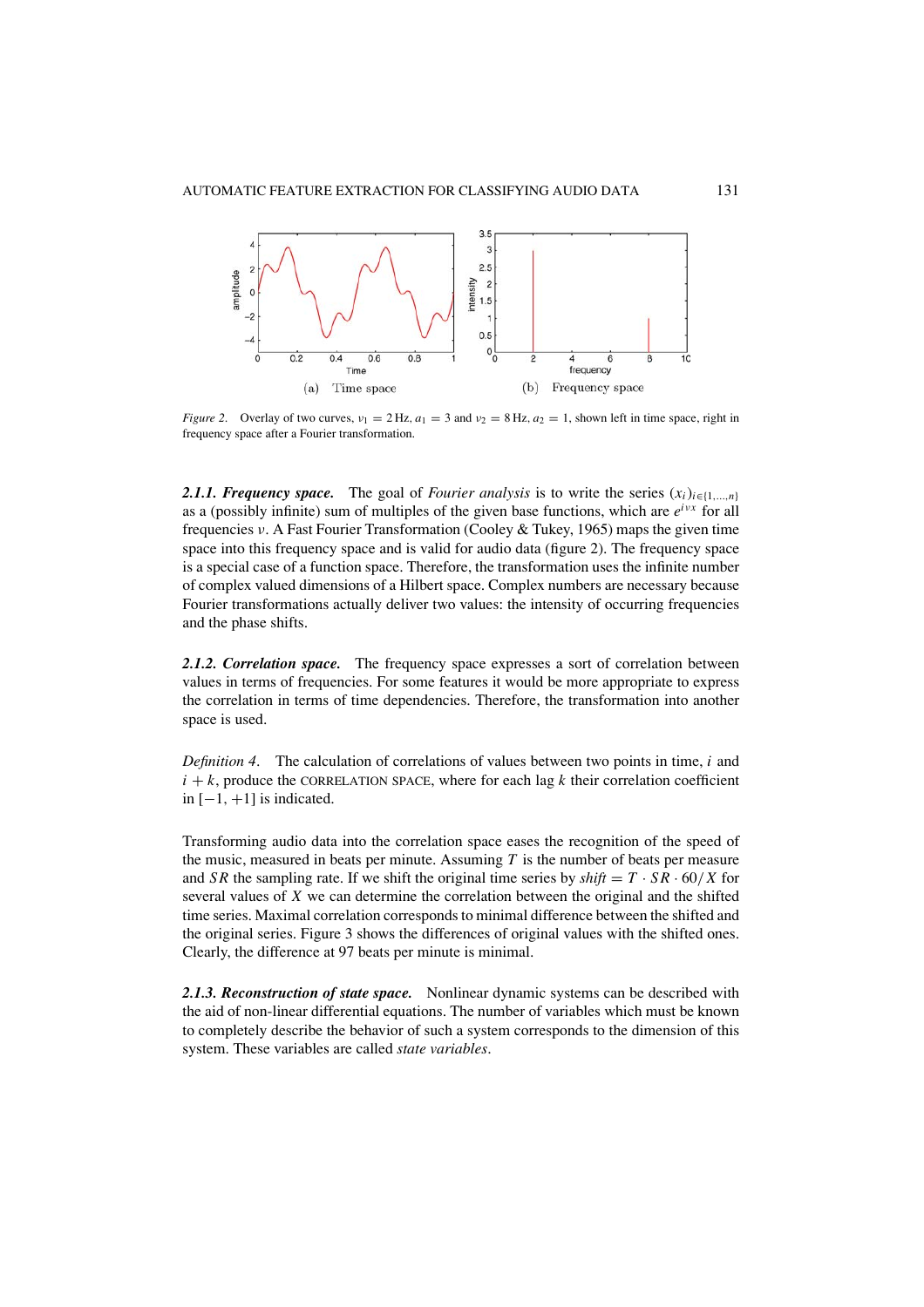*Figure 2.* Overlay of two curves, $\nu_1 = 2\,\text{Hz}$, $a_1 = 3$ and $\nu_2 = 8\,\text{Hz}$, $a_2 = 1$, shown left in time space, right in frequency space after a Fourier transformation.

### 2.1.1. Frequency space.

The goal of *Fourier analysis* is to write the series $(x_i)_{i\in\{1,\ldots,n\}}$ as a (possibly infinite) sum of multiples of the given base functions, which are $e^{i\nu x}$ for all frequencies $\nu$. A Fast Fourier Transformation (Cooley & Tukey, 1965) maps the given time space into this frequency space and is valid for audio data (figure 2). The frequency space is a special case of a function space. Therefore, the transformation uses the infinite number of complex valued dimensions of a Hilbert space. Complex numbers are necessary because Fourier transformations actually deliver two values: the intensity of occurring frequencies and the phase shifts.

### 2.1.2. Correlation space.

The frequency space expresses a sort of correlation between values in terms of frequencies. For some features it would be more appropriate to express the correlation in terms of time dependencies. Therefore, the transformation into another space is used.

*Definition 4*. The calculation of correlations of values between two points in time, $i$ and $i + k$, produce the CORRELATION SPACE, where for each lag $k$ their correlation coefficient in $[-1, +1]$ is indicated.

Transforming audio data into the correlation space eases the recognition of the speed of the music, measured in beats per minute. Assuming $T$ is the number of beats per measure and $SR$ the sampling rate. If we shift the original time series by $shift = T \cdot SR \cdot 60/X$ for several values of $X$ we can determine the correlation between the original and the shifted time series. Maximal correlation corresponds to minimal difference between the shifted and the original series. Figure 3 shows the differences of original values with the shifted ones. Clearly, the difference at 97 beats per minute is minimal.

### 2.1.3. Reconstruction of state space.

Nonlinear dynamic systems can be described with the aid of non-linear differential equations. The number of variables which must be known to completely describe the behavior of such a system corresponds to the dimension of this system. These variables are called *state variables*.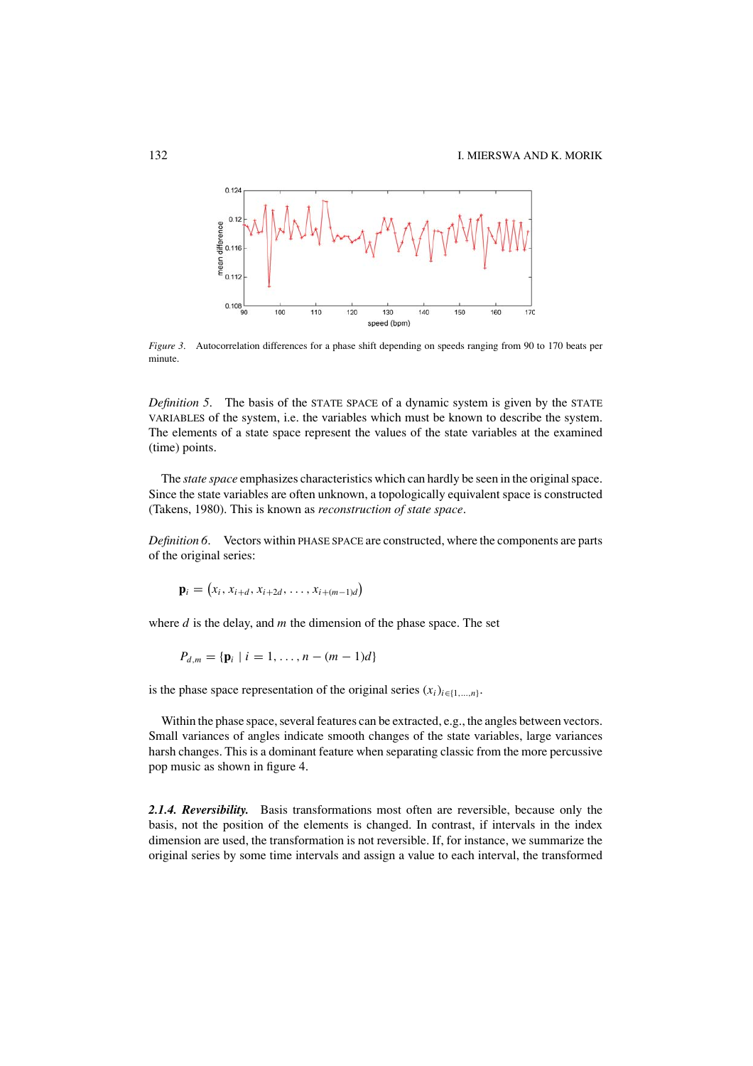*Figure 3.* Autocorrelation differences for a phase shift depending on speeds ranging from 90 to 170 beats per minute.

*Definition 5.* The basis of the STATE SPACE of a dynamic system is given by the STATE VARIABLES of the system, i.e. the variables which must be known to describe the system. The elements of a state space represent the values of the state variables at the examined (time) points.

The *state space* emphasizes characteristics which can hardly be seen in the original space. Since the state variables are often unknown, a topologically equivalent space is constructed (Takens, 1980). This is known as *reconstruction of state space*.

*Definition 6.* Vectors within PHASE SPACE are constructed, where the components are parts of the original series:

$$\mathbf{p}_i = \left(x_i, x_{i+d}, x_{i+2d}, \ldots, x_{i+(m-1)d}\right)$$

where $d$ is the delay, and $m$ the dimension of the phase space. The set

$$P_{d,m} = \{\mathbf{p}_i \mid i = 1, \ldots, n - (m-1)d\}$$

is the phase space representation of the original series $(x_i)_{i \in \{1,\ldots,n\}}$.

Within the phase space, several features can be extracted, e.g., the angles between vectors. Small variances of angles indicate smooth changes of the state variables, large variances harsh changes. This is a dominant feature when separating classic from the more percussive pop music as shown in figure 4.

***2.1.4. Reversibility.*** Basis transformations most often are reversible, because only the basis, not the position of the elements is changed. In contrast, if intervals in the index dimension are used, the transformation is not reversible. If, for instance, we summarize the original series by some time intervals and assign a value to each interval, the transformed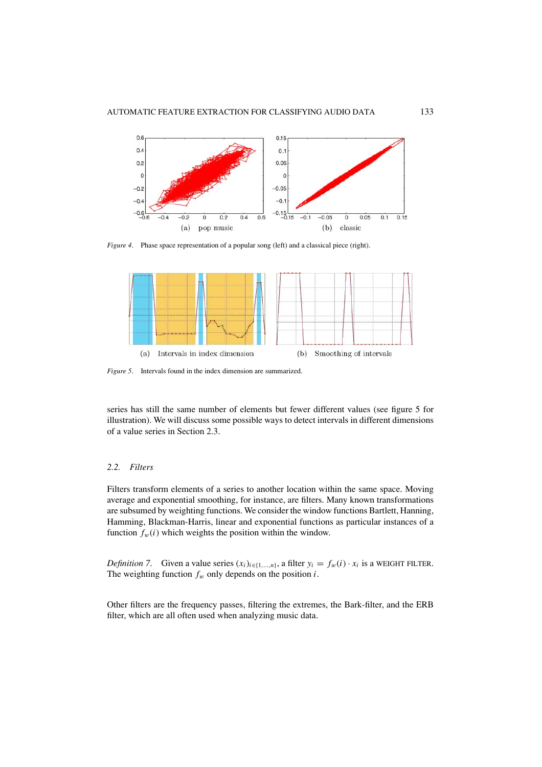Figure 4. Phase space representation of a popular song (left) and a classical piece (right).

Figure 5. Intervals found in the index dimension are summarized.

series has still the same number of elements but fewer different values (see figure 5 for illustration). We will discuss some possible ways to detect intervals in different dimensions of a value series in Section 2.3.

### 2.2. *Filters*

Filters transform elements of a series to another location within the same space. Moving average and exponential smoothing, for instance, are filters. Many known transformations are subsumed by weighting functions. We consider the window functions Bartlett, Hanning, Hamming, Blackman-Harris, linear and exponential functions as particular instances of a function $f_w(i)$ which weights the position within the window.

*Definition 7.* Given a value series $(x_i)_{i \in \{1,\ldots,n\}}$, a filter $y_i = f_w(i) \cdot x_i$ is a WEIGHT FILTER. The weighting function $f_w$ only depends on the position $i$.

Other filters are the frequency passes, filtering the extremes, the Bark-filter, and the ERB filter, which are all often used when analyzing music data.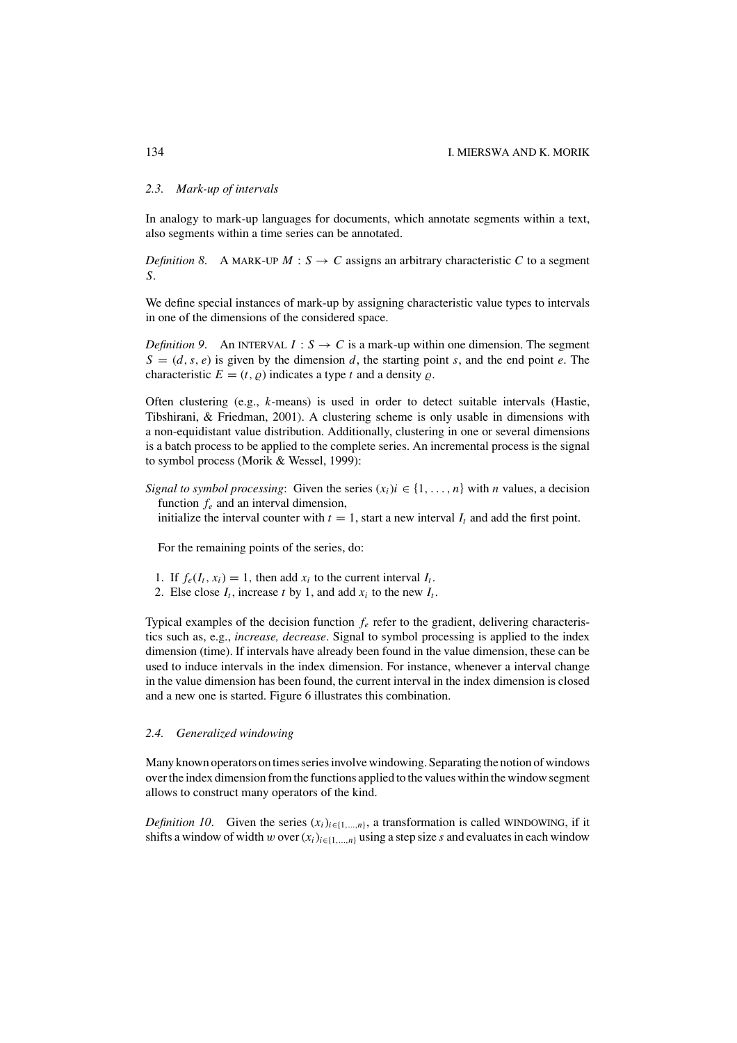### 2.3. Mark-up of intervals

In analogy to mark-up languages for documents, which annotate segments within a text, also segments within a time series can be annotated.

*Definition 8.* A MARK-UP $M : S \rightarrow C$ assigns an arbitrary characteristic $C$ to a segment $S$.

We define special instances of mark-up by assigning characteristic value types to intervals in one of the dimensions of the considered space.

*Definition 9.* An INTERVAL $I : S \rightarrow C$ is a mark-up within one dimension. The segment $S = (d, s, e)$ is given by the dimension $d$, the starting point $s$, and the end point $e$. The characteristic $E = (t, \varrho)$ indicates a type $t$ and a density $\varrho$.

Often clustering (e.g., $k$-means) is used in order to detect suitable intervals (Hastie, Tibshirani, & Friedman, 2001). A clustering scheme is only usable in dimensions with a non-equidistant value distribution. Additionally, clustering in one or several dimensions is a batch process to be applied to the complete series. An incremental process is the signal to symbol process (Morik & Wessel, 1999):

*Signal to symbol processing*: Given the series $(x_i)i \in \{1, \ldots, n\}$ with $n$ values, a decision function $f_e$ and an interval dimension,
initialize the interval counter with $t = 1$, start a new interval $I_t$ and add the first point.

For the remaining points of the series, do:

1. If $f_e(I_t, x_i) = 1$, then add $x_i$ to the current interval $I_t$.
2. Else close $I_t$, increase $t$ by 1, and add $x_i$ to the new $I_t$.

Typical examples of the decision function $f_e$ refer to the gradient, delivering characteristics such as, e.g., *increase, decrease*. Signal to symbol processing is applied to the index dimension (time). If intervals have already been found in the value dimension, these can be used to induce intervals in the index dimension. For instance, whenever a interval change in the value dimension has been found, the current interval in the index dimension is closed and a new one is started. Figure 6 illustrates this combination.

### 2.4. Generalized windowing

Many known operators on times series involve windowing. Separating the notion of windows over the index dimension from the functions applied to the values within the window segment allows to construct many operators of the kind.

*Definition 10.* Given the series $(x_i)_{i \in \{1,\ldots,n\}}$, a transformation is called WINDOWING, if it shifts a window of width $w$ over $(x_i)_{i \in \{1,\ldots,n\}}$ using a step size $s$ and evaluates in each window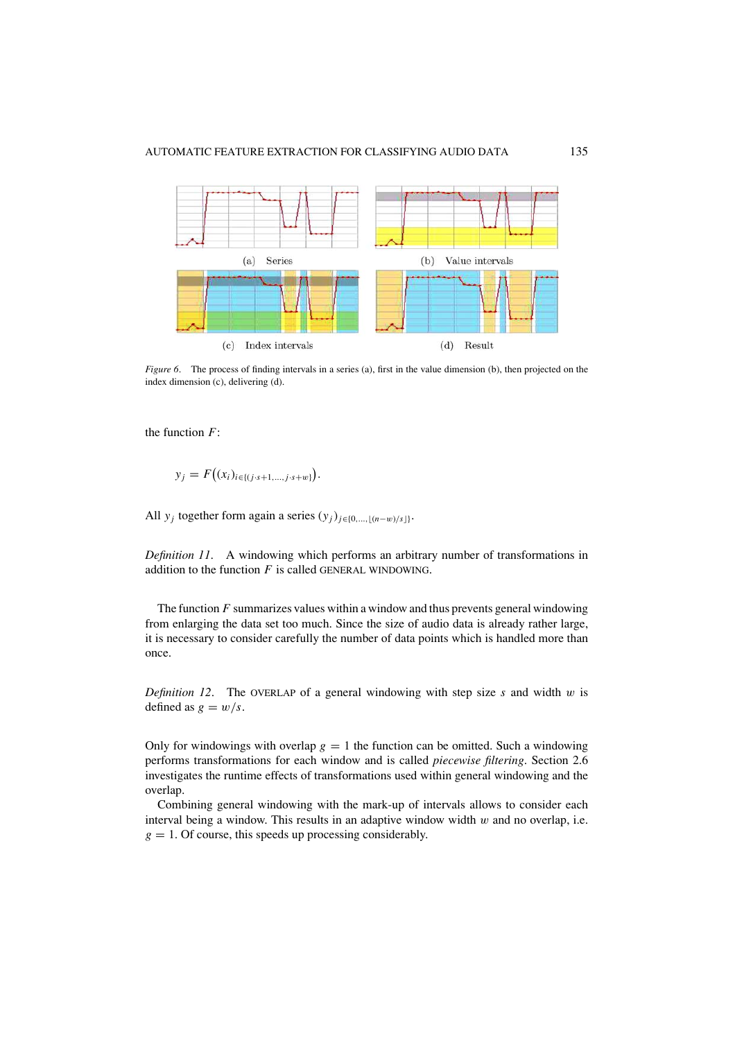(a) Series

(b) Value intervals

(c) Index intervals

(d) Result

*Figure 6.* The process of finding intervals in a series (a), first in the value dimension (b), then projected on the index dimension (c), delivering (d).

the function $F$:

$$y_j = F\big((x_i)_{i \in \{(j \cdot s+1, \ldots, j \cdot s+w\}}\big).$$

All $y_j$ together form again a series $(y_j)_{j \in \{0, \ldots, \lfloor (n-w)/s \rfloor\}}$.

*Definition 11.* A windowing which performs an arbitrary number of transformations in addition to the function $F$ is called GENERAL WINDOWING.

The function $F$ summarizes values within a window and thus prevents general windowing from enlarging the data set too much. Since the size of audio data is already rather large, it is necessary to consider carefully the number of data points which is handled more than once.

*Definition 12.* The OVERLAP of a general windowing with step size $s$ and width $w$ is defined as $g = w/s$.

Only for windowings with overlap $g = 1$ the function can be omitted. Such a windowing performs transformations for each window and is called *piecewise filtering*. Section 2.6 investigates the runtime effects of transformations used within general windowing and the overlap.

Combining general windowing with the mark-up of intervals allows to consider each interval being a window. This results in an adaptive window width $w$ and no overlap, i.e. $g = 1$. Of course, this speeds up processing considerably.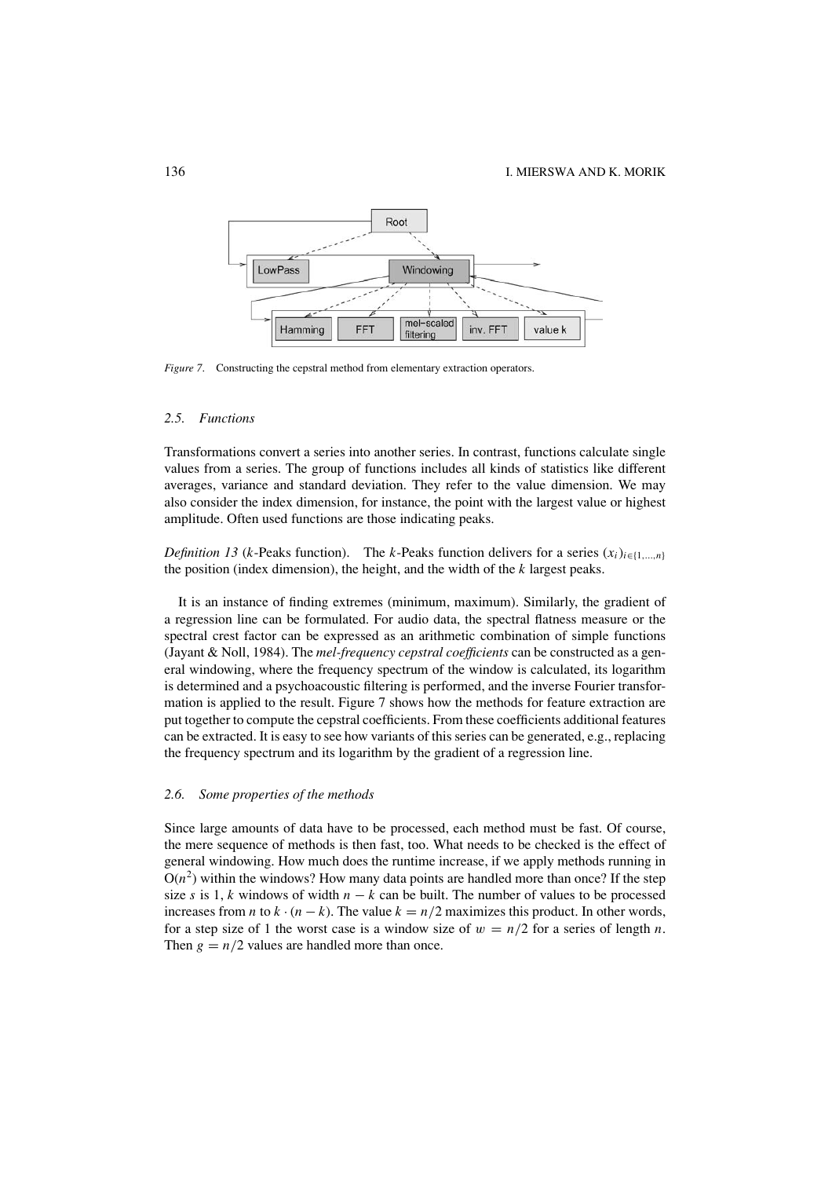*Figure 7.* Constructing the cepstral method from elementary extraction operators.

### 2.5. Functions

Transformations convert a series into another series. In contrast, functions calculate single values from a series. The group of functions includes all kinds of statistics like different averages, variance and standard deviation. They refer to the value dimension. We may also consider the index dimension, for instance, the point with the largest value or highest amplitude. Often used functions are those indicating peaks.

*Definition 13* ($k$-Peaks function). The $k$-Peaks function delivers for a series $(x_i)_{i \in \{1,\ldots,n\}}$ the position (index dimension), the height, and the width of the $k$ largest peaks.

It is an instance of finding extremes (minimum, maximum). Similarly, the gradient of a regression line can be formulated. For audio data, the spectral flatness measure or the spectral crest factor can be expressed as an arithmetic combination of simple functions (Jayant & Noll, 1984). The *mel-frequency cepstral coefficients* can be constructed as a general windowing, where the frequency spectrum of the window is calculated, its logarithm is determined and a psychoacoustic filtering is performed, and the inverse Fourier transformation is applied to the result. Figure 7 shows how the methods for feature extraction are put together to compute the cepstral coefficients. From these coefficients additional features can be extracted. It is easy to see how variants of this series can be generated, e.g., replacing the frequency spectrum and its logarithm by the gradient of a regression line.

### 2.6. Some properties of the methods

Since large amounts of data have to be processed, each method must be fast. Of course, the mere sequence of methods is then fast, too. What needs to be checked is the effect of general windowing. How much does the runtime increase, if we apply methods running in $O(n^2)$ within the windows? How many data points are handled more than once? If the step size $s$ is 1, $k$ windows of width $n - k$ can be built. The number of values to be processed increases from $n$ to $k \cdot (n - k)$. The value $k = n/2$ maximizes this product. In other words, for a step size of 1 the worst case is a window size of $w = n/2$ for a series of length $n$. Then $g = n/2$ values are handled more than once.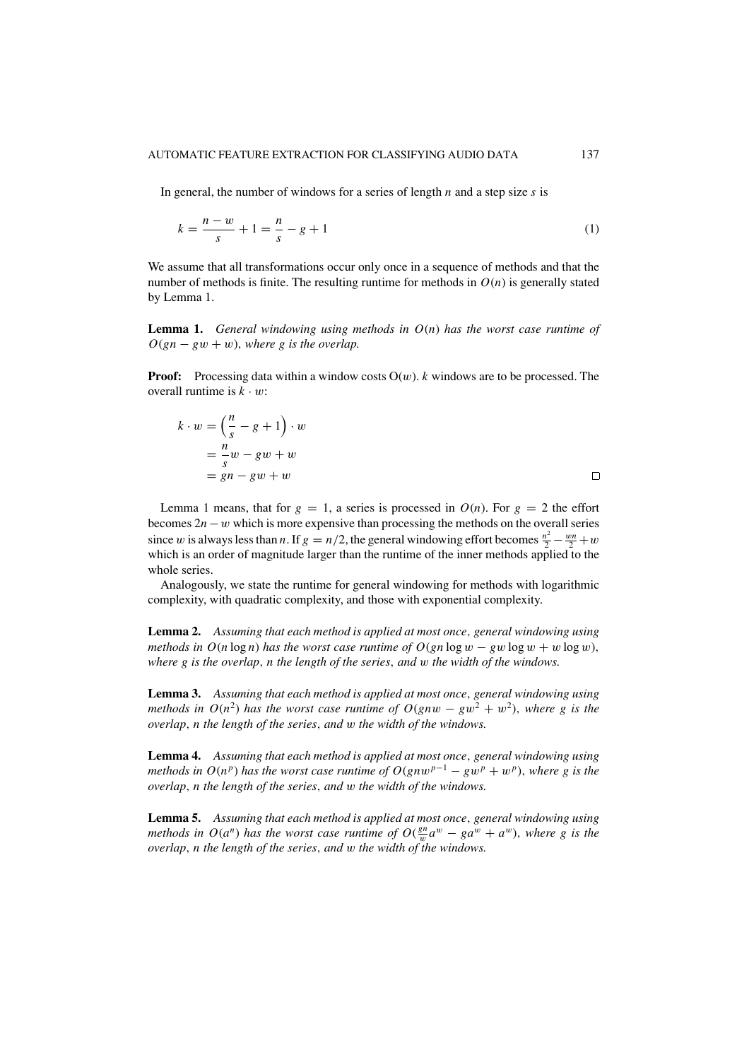In general, the number of windows for a series of length $n$ and a step size $s$ is

$$k = \frac{n - w}{s} + 1 = \frac{n}{s} - g + 1 \tag{1}$$

We assume that all transformations occur only once in a sequence of methods and that the number of methods is finite. The resulting runtime for methods in $O(n)$ is generally stated by Lemma 1.

**Lemma 1.** *General windowing using methods in $O(n)$ has the worst case runtime of $O(gn - gw + w)$, where $g$ is the overlap.*

**Proof:** Processing data within a window costs $O(w)$. $k$ windows are to be processed. The overall runtime is $k \cdot w$:

$$\begin{aligned} k \cdot w &= \left(\frac{n}{s} - g + 1\right) \cdot w \\ &= \frac{n}{s}w - gw + w \\ &= gn - gw + w \end{aligned}$$

□

Lemma 1 means, that for $g = 1$, a series is processed in $O(n)$. For $g = 2$ the effort becomes $2n - w$ which is more expensive than processing the methods on the overall series since $w$ is always less than $n$. If $g = n/2$, the general windowing effort becomes $\frac{n^2}{2} - \frac{wn}{2} + w$ which is an order of magnitude larger than the runtime of the inner methods applied to the whole series.

Analogously, we state the runtime for general windowing for methods with logarithmic complexity, with quadratic complexity, and those with exponential complexity.

**Lemma 2.** *Assuming that each method is applied at most once, general windowing using methods in $O(n \log n)$ has the worst case runtime of $O(gn \log w - gw \log w + w \log w)$, where $g$ is the overlap, $n$ the length of the series, and $w$ the width of the windows.*

**Lemma 3.** *Assuming that each method is applied at most once, general windowing using methods in $O(n^2)$ has the worst case runtime of $O(gnw - gw^2 + w^2)$, where $g$ is the overlap, $n$ the length of the series, and $w$ the width of the windows.*

**Lemma 4.** *Assuming that each method is applied at most once, general windowing using methods in $O(n^p)$ has the worst case runtime of $O(gnw^{p-1} - gw^p + w^p)$, where $g$ is the overlap, $n$ the length of the series, and $w$ the width of the windows.*

**Lemma 5.** *Assuming that each method is applied at most once, general windowing using methods in $O(a^n)$ has the worst case runtime of $O(\frac{gn}{w}a^w - ga^w + a^w)$, where $g$ is the overlap, $n$ the length of the series, and $w$ the width of the windows.*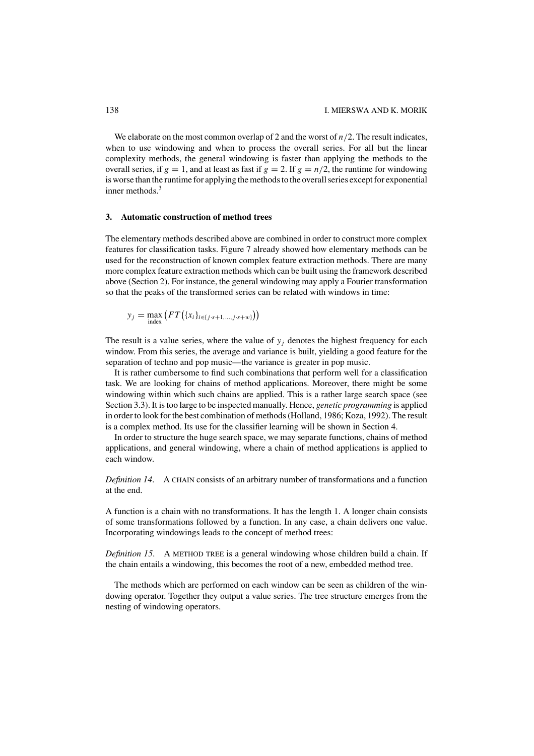We elaborate on the most common overlap of 2 and the worst of $n/2$. The result indicates, when to use windowing and when to process the overall series. For all but the linear complexity methods, the general windowing is faster than applying the methods to the overall series, if $g = 1$, and at least as fast if $g = 2$. If $g = n/2$, the runtime for windowing is worse than the runtime for applying the methods to the overall series except for exponential inner methods.[3]

## 3. Automatic construction of method trees

The elementary methods described above are combined in order to construct more complex features for classification tasks. Figure 7 already showed how elementary methods can be used for the reconstruction of known complex feature extraction methods. There are many more complex feature extraction methods which can be built using the framework described above (Section 2). For instance, the general windowing may apply a Fourier transformation so that the peaks of the transformed series can be related with windows in time:

$$y_j = \max_{\text{index}} \left( FT\left( \{x_i\}_{i \in \{j \cdot s+1, \ldots, j \cdot s+w\}} \right) \right)$$

The result is a value series, where the value of $y_j$ denotes the highest frequency for each window. From this series, the average and variance is built, yielding a good feature for the separation of techno and pop music—the variance is greater in pop music.

It is rather cumbersome to find such combinations that perform well for a classification task. We are looking for chains of method applications. Moreover, there might be some windowing within which such chains are applied. This is a rather large search space (see Section 3.3). It is too large to be inspected manually. Hence, *genetic programming* is applied in order to look for the best combination of methods (Holland, 1986; Koza, 1992). The result is a complex method. Its use for the classifier learning will be shown in Section 4.

In order to structure the huge search space, we may separate functions, chains of method applications, and general windowing, where a chain of method applications is applied to each window.

*Definition 14*. A CHAIN consists of an arbitrary number of transformations and a function at the end.

A function is a chain with no transformations. It has the length 1. A longer chain consists of some transformations followed by a function. In any case, a chain delivers one value. Incorporating windowings leads to the concept of method trees:

*Definition 15*. A METHOD TREE is a general windowing whose children build a chain. If the chain entails a windowing, this becomes the root of a new, embedded method tree.

The methods which are performed on each window can be seen as children of the windowing operator. Together they output a value series. The tree structure emerges from the nesting of windowing operators.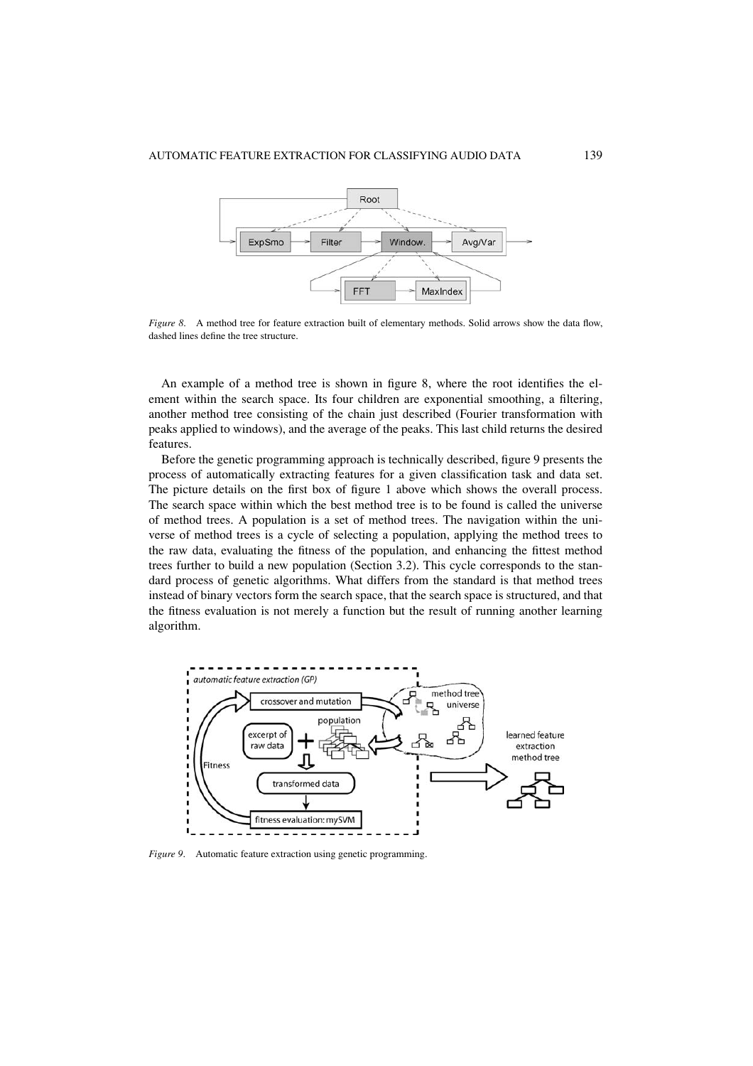*Figure 8*. A method tree for feature extraction built of elementary methods. Solid arrows show the data flow, dashed lines define the tree structure.

An example of a method tree is shown in figure 8, where the root identifies the element within the search space. Its four children are exponential smoothing, a filtering, another method tree consisting of the chain just described (Fourier transformation with peaks applied to windows), and the average of the peaks. This last child returns the desired features.

Before the genetic programming approach is technically described, figure 9 presents the process of automatically extracting features for a given classification task and data set. The picture details on the first box of figure 1 above which shows the overall process. The search space within which the best method tree is to be found is called the universe of method trees. A population is a set of method trees. The navigation within the universe of method trees is a cycle of selecting a population, applying the method trees to the raw data, evaluating the fitness of the population, and enhancing the fittest method trees further to build a new population (Section 3.2). This cycle corresponds to the standard process of genetic algorithms. What differs from the standard is that method trees instead of binary vectors form the search space, that the search space is structured, and that the fitness evaluation is not merely a function but the result of running another learning algorithm.

*Figure 9*. Automatic feature extraction using genetic programming.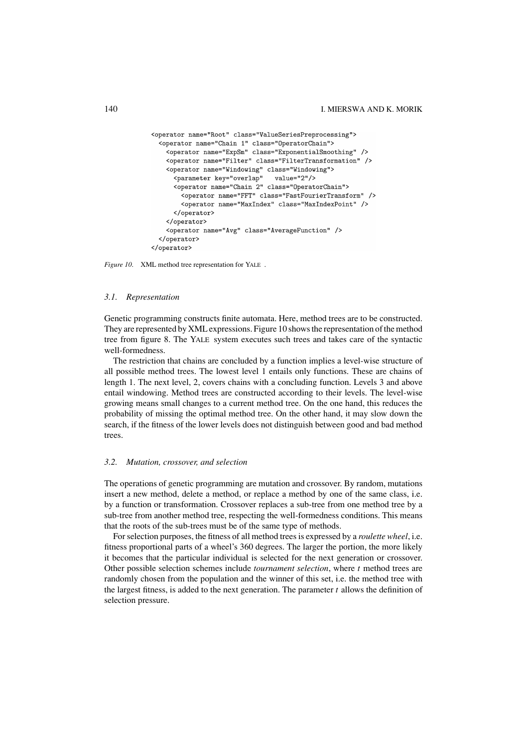```xml
<operator name="Root" class="ValueSeriesPreprocessing">
  <operator name="Chain 1" class="OperatorChain">
    <operator name="ExpSm" class="ExponentialSmoothing" />
    <operator name="Filter" class="FilterTransformation" />
    <operator name="Windowing" class="Windowing">
      <parameter key="overlap"   value="2"/>
      <operator name="Chain 2" class="OperatorChain">
        <operator name="FFT" class="FastFourierTransform" />
        <operator name="MaxIndex" class="MaxIndexPoint" />
      </operator>
    </operator>
    <operator name="Avg" class="AverageFunction" />
  </operator>
</operator>
```

*Figure 10*. XML method tree representation for YALE .

### 3.1. *Representation*

Genetic programming constructs finite automata. Here, method trees are to be constructed. They are represented by XML expressions. Figure 10 shows the representation of the method tree from figure 8. The YALE system executes such trees and takes care of the syntactic well-formedness.

The restriction that chains are concluded by a function implies a level-wise structure of all possible method trees. The lowest level 1 entails only functions. These are chains of length 1. The next level, 2, covers chains with a concluding function. Levels 3 and above entail windowing. Method trees are constructed according to their levels. The level-wise growing means small changes to a current method tree. On the one hand, this reduces the probability of missing the optimal method tree. On the other hand, it may slow down the search, if the fitness of the lower levels does not distinguish between good and bad method trees.

### 3.2. *Mutation, crossover, and selection*

The operations of genetic programming are mutation and crossover. By random, mutations insert a new method, delete a method, or replace a method by one of the same class, i.e. by a function or transformation. Crossover replaces a sub-tree from one method tree by a sub-tree from another method tree, respecting the well-formedness conditions. This means that the roots of the sub-trees must be of the same type of methods.

For selection purposes, the fitness of all method trees is expressed by a *roulette wheel*, i.e. fitness proportional parts of a wheel's 360 degrees. The larger the portion, the more likely it becomes that the particular individual is selected for the next generation or crossover. Other possible selection schemes include *tournament selection*, where $t$ method trees are randomly chosen from the population and the winner of this set, i.e. the method tree with the largest fitness, is added to the next generation. The parameter $t$ allows the definition of selection pressure.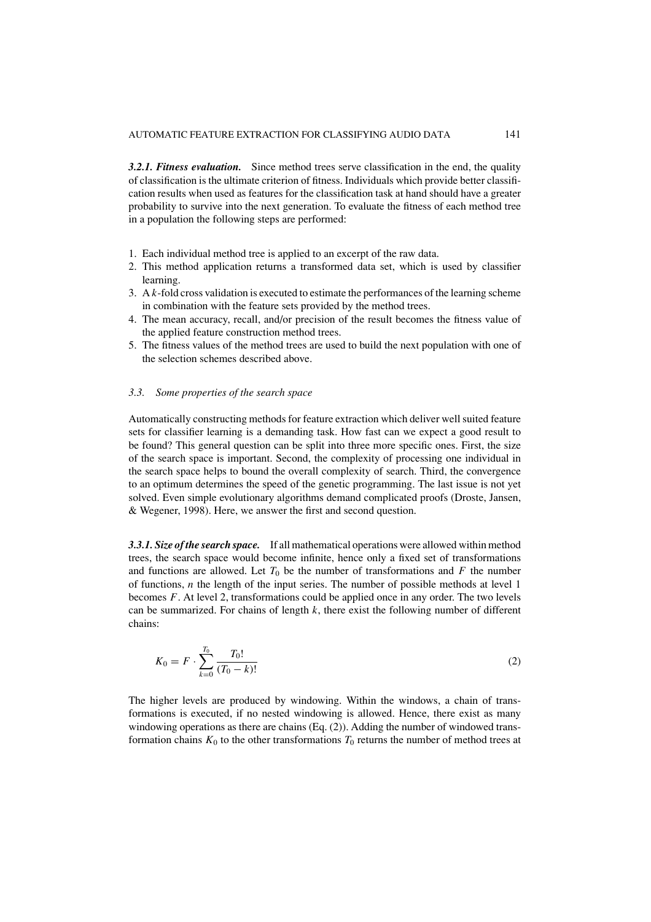**3.2.1. Fitness evaluation.** Since method trees serve classification in the end, the quality of classification is the ultimate criterion of fitness. Individuals which provide better classification results when used as features for the classification task at hand should have a greater probability to survive into the next generation. To evaluate the fitness of each method tree in a population the following steps are performed:

1. Each individual method tree is applied to an excerpt of the raw data.
2. This method application returns a transformed data set, which is used by classifier learning.
3. A $k$-fold cross validation is executed to estimate the performances of the learning scheme in combination with the feature sets provided by the method trees.
4. The mean accuracy, recall, and/or precision of the result becomes the fitness value of the applied feature construction method trees.
5. The fitness values of the method trees are used to build the next population with one of the selection schemes described above.

### 3.3. Some properties of the search space

Automatically constructing methods for feature extraction which deliver well suited feature sets for classifier learning is a demanding task. How fast can we expect a good result to be found? This general question can be split into three more specific ones. First, the size of the search space is important. Second, the complexity of processing one individual in the search space helps to bound the overall complexity of search. Third, the convergence to an optimum determines the speed of the genetic programming. The last issue is not yet solved. Even simple evolutionary algorithms demand complicated proofs (Droste, Jansen, & Wegener, 1998). Here, we answer the first and second question.

**3.3.1. Size of the search space.** If all mathematical operations were allowed within method trees, the search space would become infinite, hence only a fixed set of transformations and functions are allowed. Let $T_0$ be the number of transformations and $F$ the number of functions, $n$ the length of the input series. The number of possible methods at level 1 becomes $F$. At level 2, transformations could be applied once in any order. The two levels can be summarized. For chains of length $k$, there exist the following number of different chains:

$$K_0 = F \cdot \sum_{k=0}^{T_0} \frac{T_0!}{(T_0 - k)!} \tag{2}$$

The higher levels are produced by windowing. Within the windows, a chain of transformations is executed, if no nested windowing is allowed. Hence, there exist as many windowing operations as there are chains (Eq. (2)). Adding the number of windowed transformation chains $K_0$ to the other transformations $T_0$ returns the number of method trees at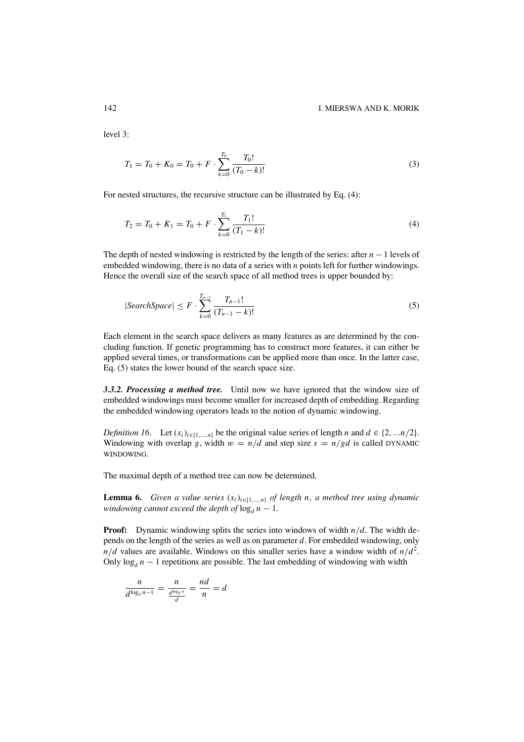level 3:

$$T_1 = T_0 + K_0 = T_0 + F \cdot \sum_{k=0}^{T_0} \frac{T_0!}{(T_0 - k)!} \tag{3}$$

For nested structures, the recursive structure can be illustrated by Eq. (4):

$$T_2 = T_0 + K_1 = T_0 + F \cdot \sum_{k=0}^{T_1} \frac{T_1!}{(T_1 - k)!} \tag{4}$$

The depth of nested windowing is restricted by the length of the series: after $n - 1$ levels of embedded windowing, there is no data of a series with $n$ points left for further windowings. Hence the overall size of the search space of all method trees is upper bounded by:

$$|SearchSpace| \leq F \cdot \sum_{k=0}^{T_{n-1}} \frac{T_{n-1}!}{(T_{n-1} - k)!} \tag{5}$$

Each element in the search space delivers as many features as are determined by the concluding function. If genetic programming has to construct more features, it can either be applied several times, or transformations can be applied more than once. In the latter case, Eq. (5) states the lower bound of the search space size.

***3.3.2. Processing a method tree.*** Until now we have ignored that the window size of embedded windowings must become smaller for increased depth of embedding. Regarding the embedded windowing operators leads to the notion of dynamic windowing.

*Definition 16.* Let $(x_i)_{i \in \{1,\ldots,n\}}$ be the original value series of length $n$ and $d \in \{2, \ldots n/2\}$. Windowing with overlap $g$, width $w = n/d$ and step size $s = n/gd$ is called DYNAMIC WINDOWING.

The maximal depth of a method tree can now be determined.

**Lemma 6.** *Given a value series $(x_i)_{i \in \{1,\ldots,n\}}$ of length $n$, a method tree using dynamic windowing cannot exceed the depth of $\log_d n - 1$.*

**Proof:** Dynamic windowing splits the series into windows of width $n/d$. The width depends on the length of the series as well as on parameter $d$. For embedded windowing, only $n/d$ values are available. Windows on this smaller series have a window width of $n/d^2$. Only $\log_d n - 1$ repetitions are possible. The last embedding of windowing with width

$$\frac{n}{d^{\log_d n - 1}} = \frac{n}{\frac{d^{\log_d n}}{d}} = \frac{nd}{n} = d$$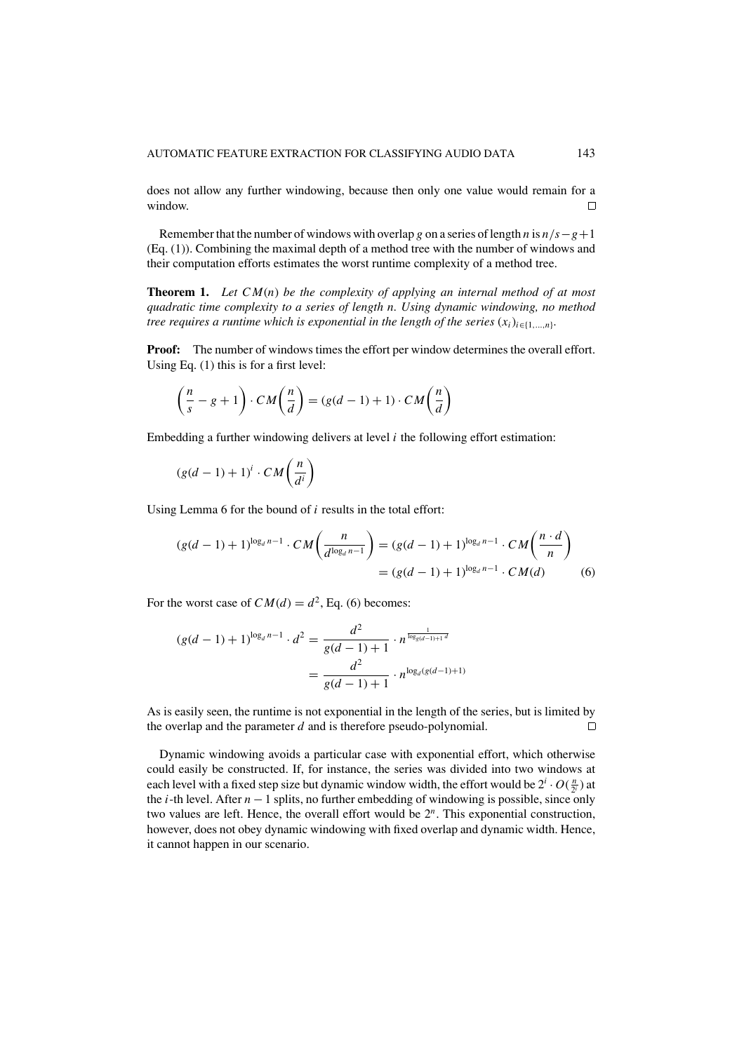does not allow any further windowing, because then only one value would remain for a window. □

Remember that the number of windows with overlap $g$ on a series of length $n$ is $n/s - g + 1$ (Eq. (1)). Combining the maximal depth of a method tree with the number of windows and their computation efforts estimates the worst runtime complexity of a method tree.

**Theorem 1.** *Let $CM(n)$ be the complexity of applying an internal method of at most quadratic time complexity to a series of length $n$. Using dynamic windowing, no method tree requires a runtime which is exponential in the length of the series $(x_i)_{i \in \{1,\dots,n\}}$.*

**Proof:** The number of windows times the effort per window determines the overall effort. Using Eq. (1) this is for a first level:

$$\left(\frac{n}{s} - g + 1\right) \cdot CM\left(\frac{n}{d}\right) = (g(d-1)+1) \cdot CM\left(\frac{n}{d}\right)$$

Embedding a further windowing delivers at level $i$ the following effort estimation:

$$(g(d-1)+1)^i \cdot CM\left(\frac{n}{d^i}\right)$$

Using Lemma 6 for the bound of $i$ results in the total effort:

$$\begin{aligned}
(g(d-1)+1)^{\log_d n - 1} \cdot CM\left(\frac{n}{d^{\log_d n - 1}}\right) &= (g(d-1)+1)^{\log_d n - 1} \cdot CM\left(\frac{n \cdot d}{n}\right) \\
&= (g(d-1)+1)^{\log_d n - 1} \cdot CM(d) \qquad (6)
\end{aligned}$$

For the worst case of $CM(d) = d^2$, Eq. (6) becomes:

$$\begin{aligned}
(g(d-1)+1)^{\log_d n - 1} \cdot d^2 &= \frac{d^2}{g(d-1)+1} \cdot n^{\frac{1}{\log_{g(d-1)+1} d}} \\
&= \frac{d^2}{g(d-1)+1} \cdot n^{\log_d (g(d-1)+1)}
\end{aligned}$$

As is easily seen, the runtime is not exponential in the length of the series, but is limited by the overlap and the parameter $d$ and is therefore pseudo-polynomial. □

Dynamic windowing avoids a particular case with exponential effort, which otherwise could easily be constructed. If, for instance, the series was divided into two windows at each level with a fixed step size but dynamic window width, the effort would be $2^i \cdot O(\frac{n}{2^i})$ at the $i$-th level. After $n-1$ splits, no further embedding of windowing is possible, since only two values are left. Hence, the overall effort would be $2^n$. This exponential construction, however, does not obey dynamic windowing with fixed overlap and dynamic width. Hence, it cannot happen in our scenario.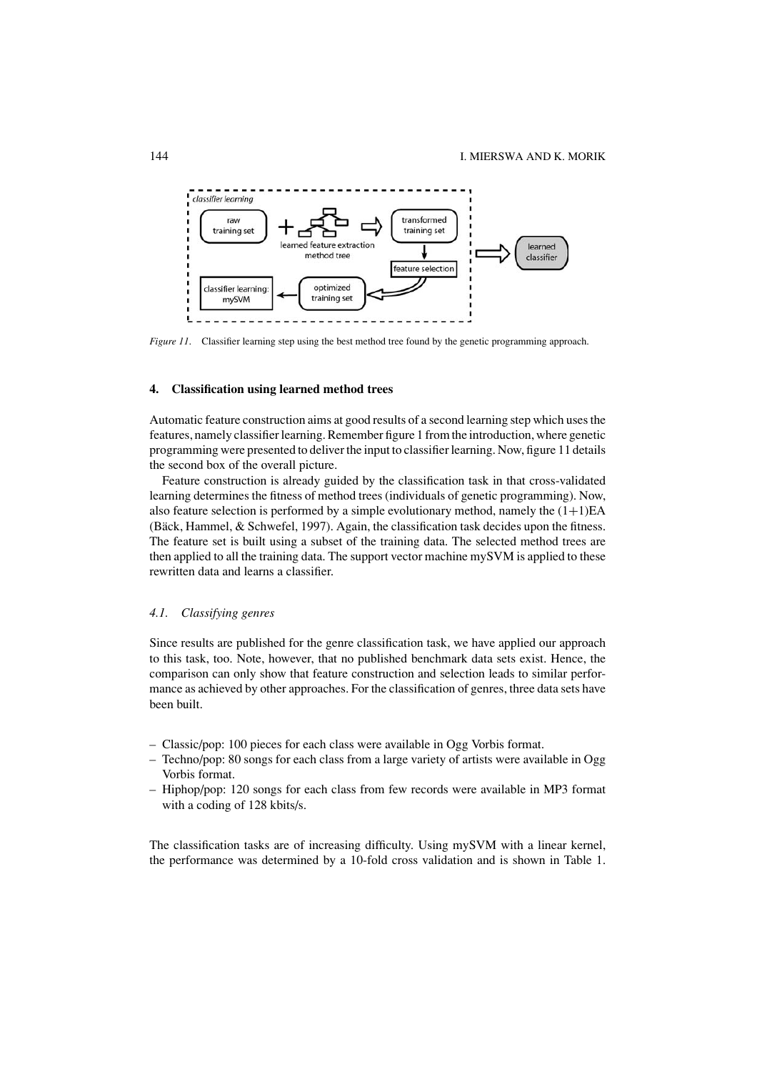*Figure 11*. Classifier learning step using the best method tree found by the genetic programming approach.

## 4. Classification using learned method trees

Automatic feature construction aims at good results of a second learning step which uses the features, namely classifier learning. Remember figure 1 from the introduction, where genetic programming were presented to deliver the input to classifier learning. Now, figure 11 details the second box of the overall picture.

Feature construction is already guided by the classification task in that cross-validated learning determines the fitness of method trees (individuals of genetic programming). Now, also feature selection is performed by a simple evolutionary method, namely the (1+1)EA (Bäck, Hammel, & Schwefel, 1997). Again, the classification task decides upon the fitness. The feature set is built using a subset of the training data. The selected method trees are then applied to all the training data. The support vector machine mySVM is applied to these rewritten data and learns a classifier.

### *4.1. Classifying genres*

Since results are published for the genre classification task, we have applied our approach to this task, too. Note, however, that no published benchmark data sets exist. Hence, the comparison can only show that feature construction and selection leads to similar performance as achieved by other approaches. For the classification of genres, three data sets have been built.

- Classic/pop: 100 pieces for each class were available in Ogg Vorbis format.
- Techno/pop: 80 songs for each class from a large variety of artists were available in Ogg Vorbis format.
- Hiphop/pop: 120 songs for each class from few records were available in MP3 format with a coding of 128 kbits/s.

The classification tasks are of increasing difficulty. Using mySVM with a linear kernel, the performance was determined by a 10-fold cross validation and is shown in Table 1.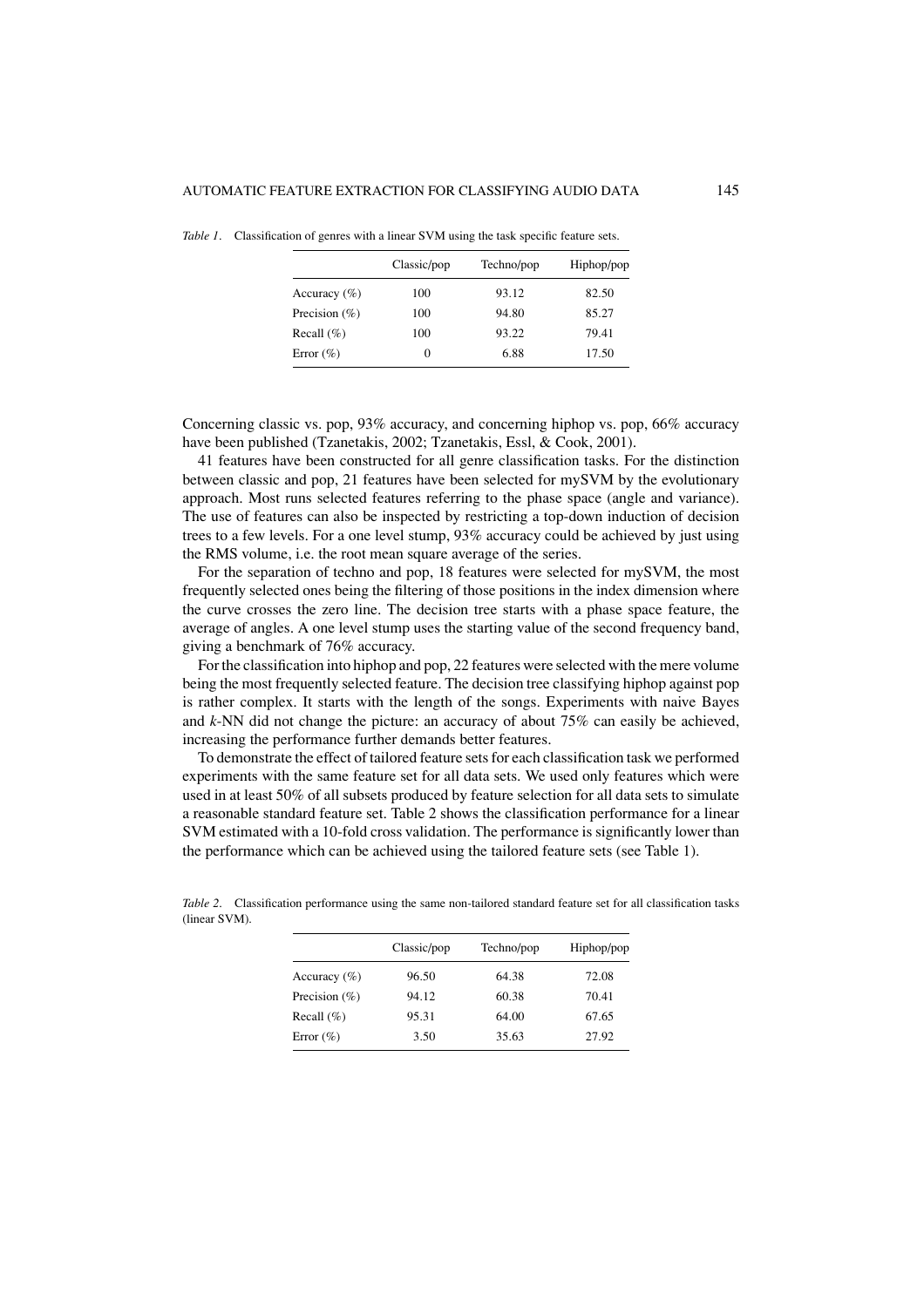*Table 1*. Classification of genres with a linear SVM using the task specific feature sets.

| | Classic/pop | Techno/pop | Hiphop/pop |
|---|---|---|---|
| Accuracy (%) | 100 | 93.12 | 82.50 |
| Precision (%) | 100 | 94.80 | 85.27 |
| Recall (%) | 100 | 93.22 | 79.41 |
| Error (%) | 0 | 6.88 | 17.50 |

Concerning classic vs. pop, 93% accuracy, and concerning hiphop vs. pop, 66% accuracy have been published (Tzanetakis, 2002; Tzanetakis, Essl, & Cook, 2001).

41 features have been constructed for all genre classification tasks. For the distinction between classic and pop, 21 features have been selected for mySVM by the evolutionary approach. Most runs selected features referring to the phase space (angle and variance). The use of features can also be inspected by restricting a top-down induction of decision trees to a few levels. For a one level stump, 93% accuracy could be achieved by just using the RMS volume, i.e. the root mean square average of the series.

For the separation of techno and pop, 18 features were selected for mySVM, the most frequently selected ones being the filtering of those positions in the index dimension where the curve crosses the zero line. The decision tree starts with a phase space feature, the average of angles. A one level stump uses the starting value of the second frequency band, giving a benchmark of 76% accuracy.

For the classification into hiphop and pop, 22 features were selected with the mere volume being the most frequently selected feature. The decision tree classifying hiphop against pop is rather complex. It starts with the length of the songs. Experiments with naive Bayes and $k$-NN did not change the picture: an accuracy of about 75% can easily be achieved, increasing the performance further demands better features.

To demonstrate the effect of tailored feature sets for each classification task we performed experiments with the same feature set for all data sets. We used only features which were used in at least 50% of all subsets produced by feature selection for all data sets to simulate a reasonable standard feature set. Table 2 shows the classification performance for a linear SVM estimated with a 10-fold cross validation. The performance is significantly lower than the performance which can be achieved using the tailored feature sets (see Table 1).

*Table 2*. Classification performance using the same non-tailored standard feature set for all classification tasks (linear SVM).

| | Classic/pop | Techno/pop | Hiphop/pop |
|---|---|---|---|
| Accuracy (%) | 96.50 | 64.38 | 72.08 |
| Precision (%) | 94.12 | 60.38 | 70.41 |
| Recall (%) | 95.31 | 64.00 | 67.65 |
| Error (%) | 3.50 | 35.63 | 27.92 |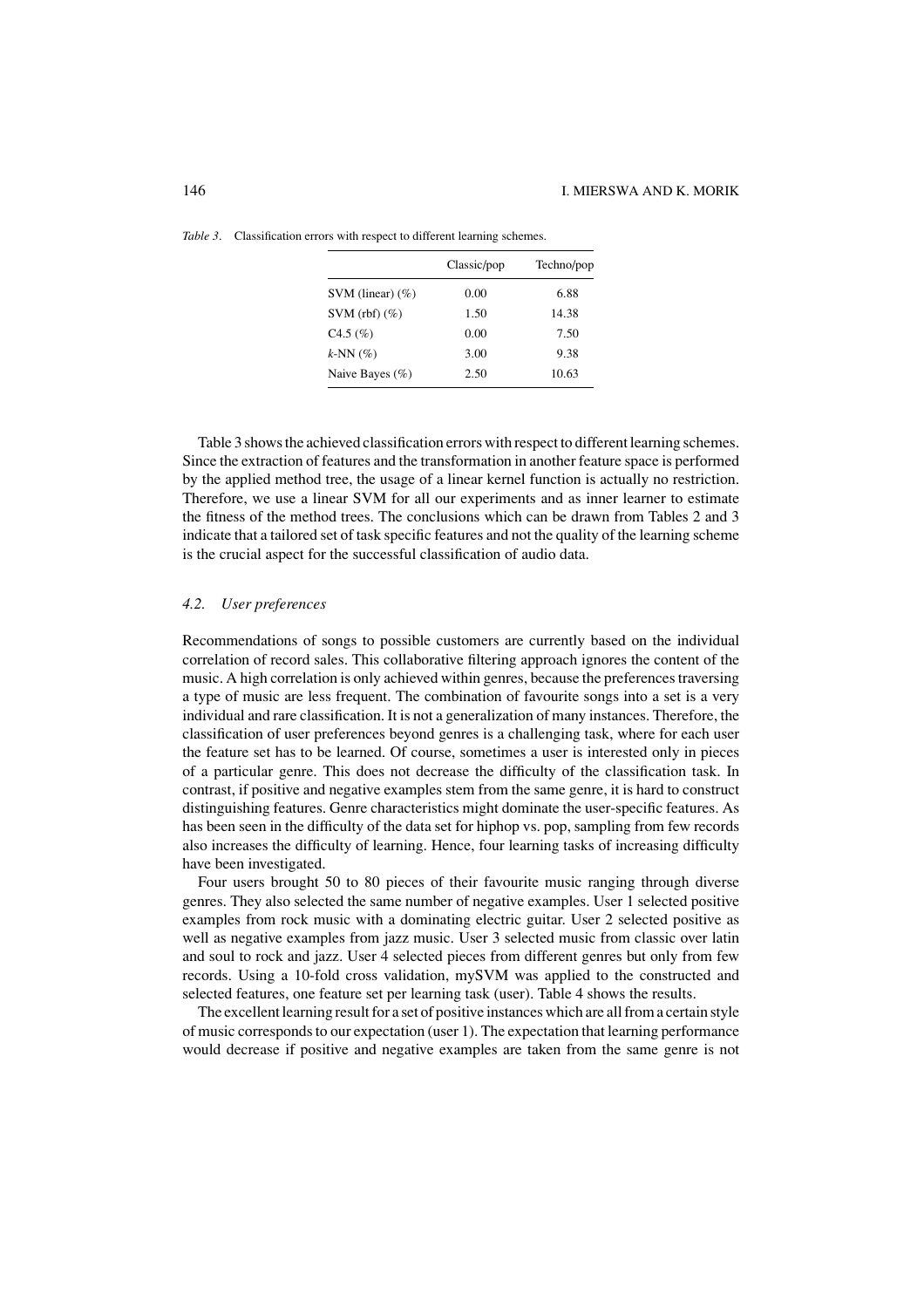*Table 3*. Classification errors with respect to different learning schemes.

| | Classic/pop | Techno/pop |
|---|---|---|
| SVM (linear) (%) | 0.00 | 6.88 |
| SVM (rbf) (%) | 1.50 | 14.38 |
| C4.5 (%) | 0.00 | 7.50 |
| *k*-NN (%) | 3.00 | 9.38 |
| Naive Bayes (%) | 2.50 | 10.63 |

Table 3 shows the achieved classification errors with respect to different learning schemes. Since the extraction of features and the transformation in another feature space is performed by the applied method tree, the usage of a linear kernel function is actually no restriction. Therefore, we use a linear SVM for all our experiments and as inner learner to estimate the fitness of the method trees. The conclusions which can be drawn from Tables 2 and 3 indicate that a tailored set of task specific features and not the quality of the learning scheme is the crucial aspect for the successful classification of audio data.

### 4.2. *User preferences*

Recommendations of songs to possible customers are currently based on the individual correlation of record sales. This collaborative filtering approach ignores the content of the music. A high correlation is only achieved within genres, because the preferences traversing a type of music are less frequent. The combination of favourite songs into a set is a very individual and rare classification. It is not a generalization of many instances. Therefore, the classification of user preferences beyond genres is a challenging task, where for each user the feature set has to be learned. Of course, sometimes a user is interested only in pieces of a particular genre. This does not decrease the difficulty of the classification task. In contrast, if positive and negative examples stem from the same genre, it is hard to construct distinguishing features. Genre characteristics might dominate the user-specific features. As has been seen in the difficulty of the data set for hiphop vs. pop, sampling from few records also increases the difficulty of learning. Hence, four learning tasks of increasing difficulty have been investigated.

Four users brought 50 to 80 pieces of their favourite music ranging through diverse genres. They also selected the same number of negative examples. User 1 selected positive examples from rock music with a dominating electric guitar. User 2 selected positive as well as negative examples from jazz music. User 3 selected music from classic over latin and soul to rock and jazz. User 4 selected pieces from different genres but only from few records. Using a 10-fold cross validation, mySVM was applied to the constructed and selected features, one feature set per learning task (user). Table 4 shows the results.

The excellent learning result for a set of positive instances which are all from a certain style of music corresponds to our expectation (user 1). The expectation that learning performance would decrease if positive and negative examples are taken from the same genre is not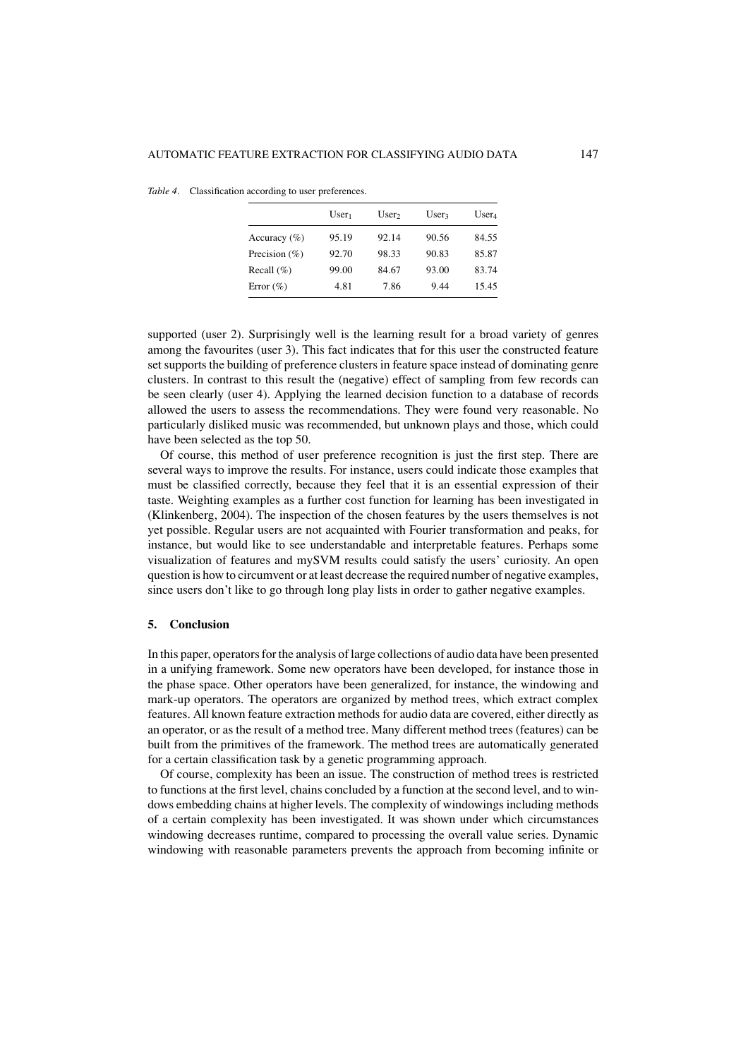*Table 4*. Classification according to user preferences.

| | $\text{User}_1$ | $\text{User}_2$ | $\text{User}_3$ | $\text{User}_4$ |
|---|---|---|---|---|
| Accuracy (%) | 95.19 | 92.14 | 90.56 | 84.55 |
| Precision (%) | 92.70 | 98.33 | 90.83 | 85.87 |
| Recall (%) | 99.00 | 84.67 | 93.00 | 83.74 |
| Error (%) | 4.81 | 7.86 | 9.44 | 15.45 |

supported (user 2). Surprisingly well is the learning result for a broad variety of genres among the favourites (user 3). This fact indicates that for this user the constructed feature set supports the building of preference clusters in feature space instead of dominating genre clusters. In contrast to this result the (negative) effect of sampling from few records can be seen clearly (user 4). Applying the learned decision function to a database of records allowed the users to assess the recommendations. They were found very reasonable. No particularly disliked music was recommended, but unknown plays and those, which could have been selected as the top 50.

Of course, this method of user preference recognition is just the first step. There are several ways to improve the results. For instance, users could indicate those examples that must be classified correctly, because they feel that it is an essential expression of their taste. Weighting examples as a further cost function for learning has been investigated in (Klinkenberg, 2004). The inspection of the chosen features by the users themselves is not yet possible. Regular users are not acquainted with Fourier transformation and peaks, for instance, but would like to see understandable and interpretable features. Perhaps some visualization of features and mySVM results could satisfy the users' curiosity. An open question is how to circumvent or at least decrease the required number of negative examples, since users don't like to go through long play lists in order to gather negative examples.

## 5. Conclusion

In this paper, operators for the analysis of large collections of audio data have been presented in a unifying framework. Some new operators have been developed, for instance those in the phase space. Other operators have been generalized, for instance, the windowing and mark-up operators. The operators are organized by method trees, which extract complex features. All known feature extraction methods for audio data are covered, either directly as an operator, or as the result of a method tree. Many different method trees (features) can be built from the primitives of the framework. The method trees are automatically generated for a certain classification task by a genetic programming approach.

Of course, complexity has been an issue. The construction of method trees is restricted to functions at the first level, chains concluded by a function at the second level, and to windows embedding chains at higher levels. The complexity of windowings including methods of a certain complexity has been investigated. It was shown under which circumstances windowing decreases runtime, compared to processing the overall value series. Dynamic windowing with reasonable parameters prevents the approach from becoming infinite or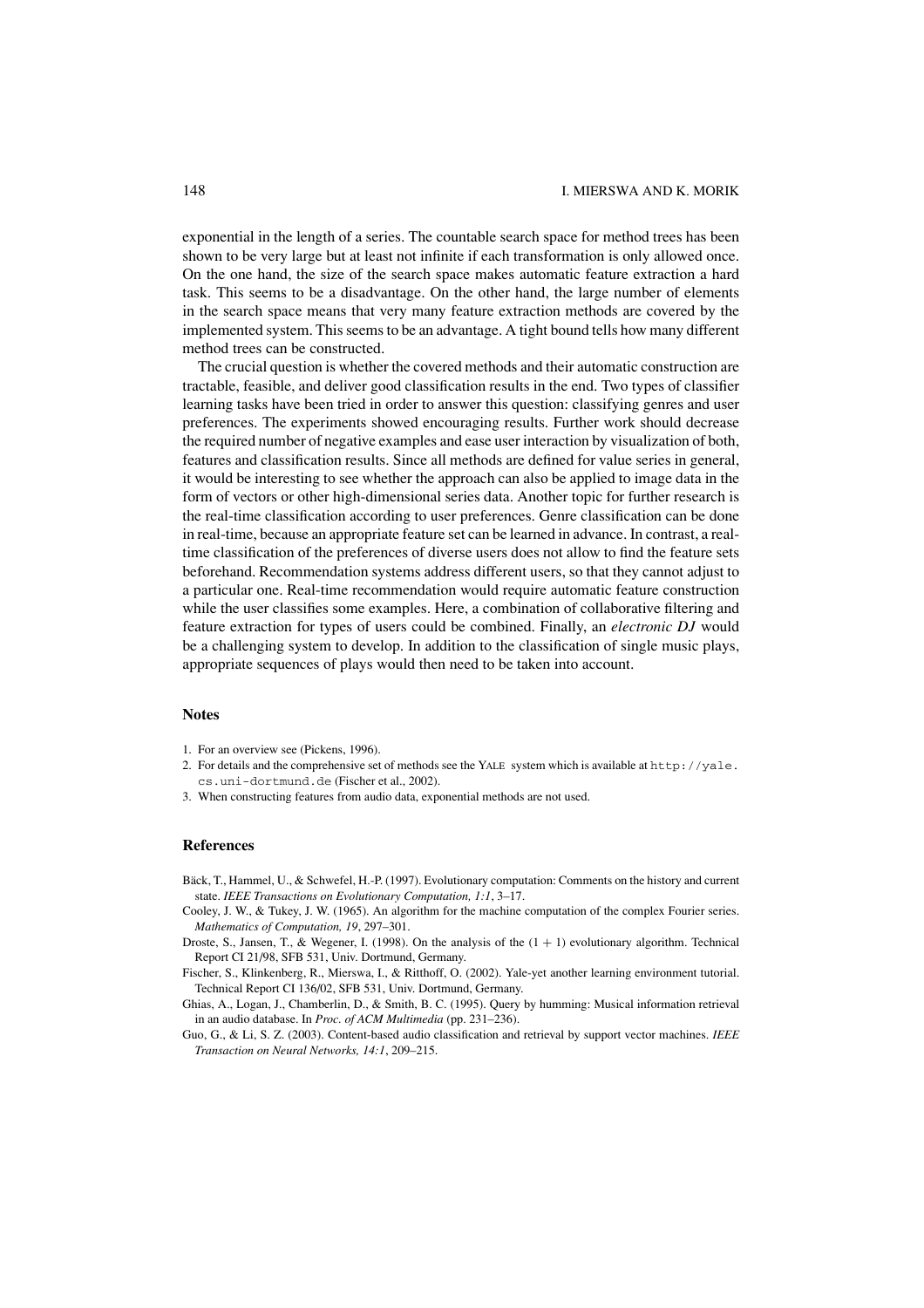exponential in the length of a series. The countable search space for method trees has been shown to be very large but at least not infinite if each transformation is only allowed once. On the one hand, the size of the search space makes automatic feature extraction a hard task. This seems to be a disadvantage. On the other hand, the large number of elements in the search space means that very many feature extraction methods are covered by the implemented system. This seems to be an advantage. A tight bound tells how many different method trees can be constructed.

The crucial question is whether the covered methods and their automatic construction are tractable, feasible, and deliver good classification results in the end. Two types of classifier learning tasks have been tried in order to answer this question: classifying genres and user preferences. The experiments showed encouraging results. Further work should decrease the required number of negative examples and ease user interaction by visualization of both, features and classification results. Since all methods are defined for value series in general, it would be interesting to see whether the approach can also be applied to image data in the form of vectors or other high-dimensional series data. Another topic for further research is the real-time classification according to user preferences. Genre classification can be done in real-time, because an appropriate feature set can be learned in advance. In contrast, a real-time classification of the preferences of diverse users does not allow to find the feature sets beforehand. Recommendation systems address different users, so that they cannot adjust to a particular one. Real-time recommendation would require automatic feature construction while the user classifies some examples. Here, a combination of collaborative filtering and feature extraction for types of users could be combined. Finally, an *electronic DJ* would be a challenging system to develop. In addition to the classification of single music plays, appropriate sequences of plays would then need to be taken into account.

## Notes

1. For an overview see (Pickens, 1996).
2. For details and the comprehensive set of methods see the YALE system which is available at `http://yale.cs.uni-dortmund.de` (Fischer et al., 2002).
3. When constructing features from audio data, exponential methods are not used.

## References

Bäck, T., Hammel, U., & Schwefel, H.-P. (1997). Evolutionary computation: Comments on the history and current state. *IEEE Transactions on Evolutionary Computation, 1:1*, 3–17.

Cooley, J. W., & Tukey, J. W. (1965). An algorithm for the machine computation of the complex Fourier series. *Mathematics of Computation, 19*, 297–301.

Droste, S., Jansen, T., & Wegener, I. (1998). On the analysis of the $(1 + 1)$ evolutionary algorithm. Technical Report CI 21/98, SFB 531, Univ. Dortmund, Germany.

Fischer, S., Klinkenberg, R., Mierswa, I., & Ritthoff, O. (2002). Yale-yet another learning environment tutorial. Technical Report CI 136/02, SFB 531, Univ. Dortmund, Germany.

Ghias, A., Logan, J., Chamberlin, D., & Smith, B. C. (1995). Query by humming: Musical information retrieval in an audio database. In *Proc. of ACM Multimedia* (pp. 231–236).

Guo, G., & Li, S. Z. (2003). Content-based audio classification and retrieval by support vector machines. *IEEE Transaction on Neural Networks, 14:1*, 209–215.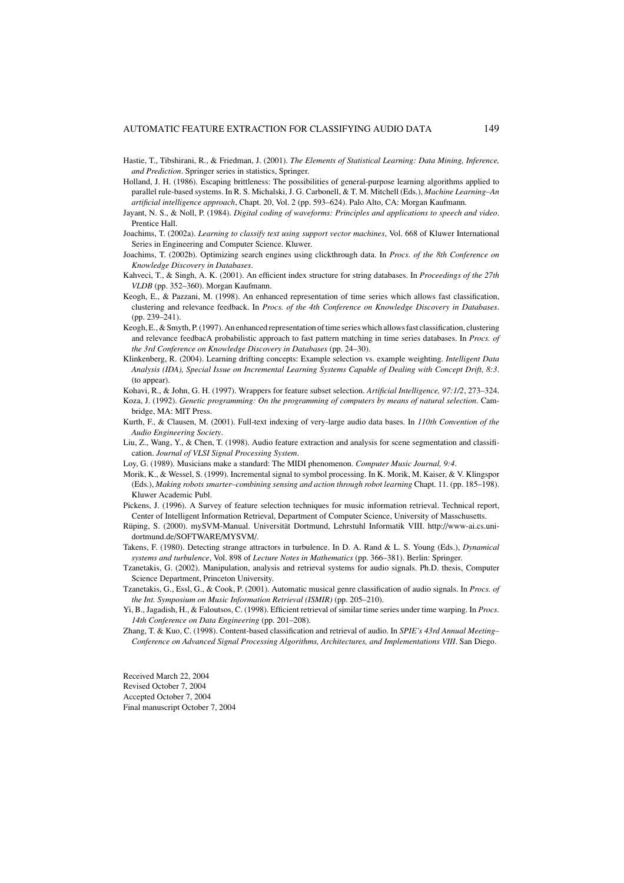Hastie, T., Tibshirani, R., & Friedman, J. (2001). *The Elements of Statistical Learning: Data Mining, Inference, and Prediction*. Springer series in statistics, Springer.

Holland, J. H. (1986). Escaping brittleness: The possibilities of general-purpose learning algorithms applied to parallel rule-based systems. In R. S. Michalski, J. G. Carbonell, & T. M. Mitchell (Eds.), *Machine Learning–An artificial intelligence approach*, Chapt. 20, Vol. 2 (pp. 593–624). Palo Alto, CA: Morgan Kaufmann.

Jayant, N. S., & Noll, P. (1984). *Digital coding of waveforms: Principles and applications to speech and video*. Prentice Hall.

Joachims, T. (2002a). *Learning to classify text using support vector machines*, Vol. 668 of Kluwer International Series in Engineering and Computer Science. Kluwer.

Joachims, T. (2002b). Optimizing search engines using clickthrough data. In *Procs. of the 8th Conference on Knowledge Discovery in Databases*.

Kahveci, T., & Singh, A. K. (2001). An efficient index structure for string databases. In *Proceedings of the 27th VLDB* (pp. 352–360). Morgan Kaufmann.

Keogh, E., & Pazzani, M. (1998). An enhanced representation of time series which allows fast classification, clustering and relevance feedback. In *Procs. of the 4th Conference on Knowledge Discovery in Databases*. (pp. 239–241).

Keogh, E., & Smyth, P. (1997). An enhanced representation of time series which allows fast classification, clustering and relevance feedbacA probabilistic approach to fast pattern matching in time series databases. In *Procs. of the 3rd Conference on Knowledge Discovery in Databases* (pp. 24–30).

Klinkenberg, R. (2004). Learning drifting concepts: Example selection vs. example weighting. *Intelligent Data Analysis (IDA), Special Issue on Incremental Learning Systems Capable of Dealing with Concept Drift, 8:3*. (to appear).

Kohavi, R., & John, G. H. (1997). Wrappers for feature subset selection. *Artificial Intelligence, 97:1/2*, 273–324.

Koza, J. (1992). *Genetic programming: On the programming of computers by means of natural selection*. Cambridge, MA: MIT Press.

Kurth, F., & Clausen, M. (2001). Full-text indexing of very-large audio data bases. In *110th Convention of the Audio Engineering Society*.

Liu, Z., Wang, Y., & Chen, T. (1998). Audio feature extraction and analysis for scene segmentation and classification. *Journal of VLSI Signal Processing System*.

Loy, G. (1989). Musicians make a standard: The MIDI phenomenon. *Computer Music Journal, 9:4*.

Morik, K., & Wessel, S. (1999). Incremental signal to symbol processing. In K. Morik, M. Kaiser, & V. Klingspor (Eds.), *Making robots smarter–combining sensing and action through robot learning* Chapt. 11. (pp. 185–198). Kluwer Academic Publ.

Pickens, J. (1996). A Survey of feature selection techniques for music information retrieval. Technical report, Center of Intelligent Information Retrieval, Department of Computer Science, University of Masschusetts.

Rüping, S. (2000). mySVM-Manual. Universität Dortmund, Lehrstuhl Informatik VIII. http://www-ai.cs.uni-dortmund.de/SOFTWARE/MYSVM/.

Takens, F. (1980). Detecting strange attractors in turbulence. In D. A. Rand & L. S. Young (Eds.), *Dynamical systems and turbulence*, Vol. 898 of *Lecture Notes in Mathematics* (pp. 366–381). Berlin: Springer.

Tzanetakis, G. (2002). Manipulation, analysis and retrieval systems for audio signals. Ph.D. thesis, Computer Science Department, Princeton University.

Tzanetakis, G., Essl, G., & Cook, P. (2001). Automatic musical genre classification of audio signals. In *Procs. of the Int. Symposium on Music Information Retrieval (ISMIR)* (pp. 205–210).

Yi, B., Jagadish, H., & Faloutsos, C. (1998). Efficient retrieval of similar time series under time warping. In *Procs. 14th Conference on Data Engineering* (pp. 201–208).

Zhang, T. & Kuo, C. (1998). Content-based classification and retrieval of audio. In *SPIE's 43rd Annual Meeting–Conference on Advanced Signal Processing Algorithms, Architectures, and Implementations VIII*. San Diego.

Received March 22, 2004
Revised October 7, 2004
Accepted October 7, 2004
Final manuscript October 7, 2004